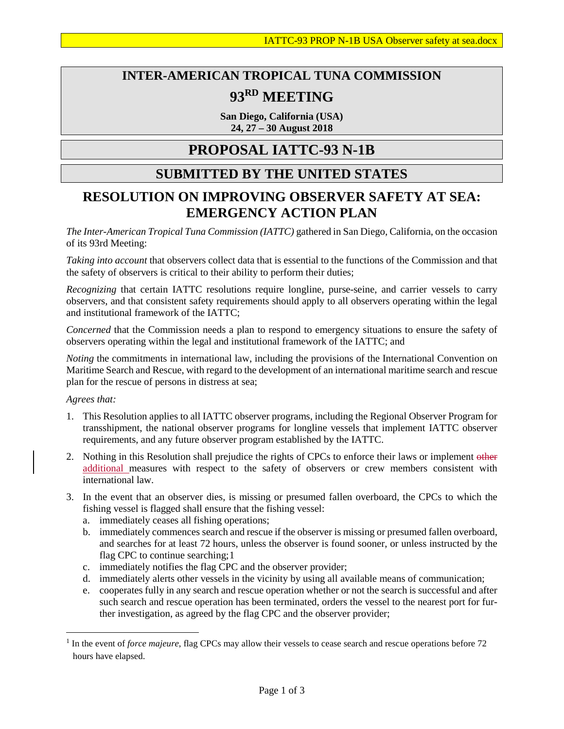# INTER-AMERICAN TROPICAL TUNA COMMISSION

# 93RD MEETING

**San Diego, California (USA)**
**24, 27 – 30 August 2018**

# PROPOSAL IATTC-93 N-1B

## SUBMITTED BY THE UNITED STATES

## RESOLUTION ON IMPROVING OBSERVER SAFETY AT SEA: EMERGENCY ACTION PLAN

*The Inter-American Tropical Tuna Commission (IATTC)* gathered in San Diego, California, on the occasion of its 93rd Meeting:

*Taking into account* that observers collect data that is essential to the functions of the Commission and that the safety of observers is critical to their ability to perform their duties;

*Recognizing* that certain IATTC resolutions require longline, purse-seine, and carrier vessels to carry observers, and that consistent safety requirements should apply to all observers operating within the legal and institutional framework of the IATTC;

*Concerned* that the Commission needs a plan to respond to emergency situations to ensure the safety of observers operating within the legal and institutional framework of the IATTC; and

*Noting* the commitments in international law, including the provisions of the International Convention on Maritime Search and Rescue, with regard to the development of an international maritime search and rescue plan for the rescue of persons in distress at sea;

*Agrees that:*

1. This Resolution applies to all IATTC observer programs, including the Regional Observer Program for transshipment, the national observer programs for longline vessels that implement IATTC observer requirements, and any future observer program established by the IATTC.
2. Nothing in this Resolution shall prejudice the rights of CPCs to enforce their laws or implement ~~other~~ additional measures with respect to the safety of observers or crew members consistent with international law.
3. In the event that an observer dies, is missing or presumed fallen overboard, the CPCs to which the fishing vessel is flagged shall ensure that the fishing vessel:
   a. immediately ceases all fishing operations;
   b. immediately commences search and rescue if the observer is missing or presumed fallen overboard, and searches for at least 72 hours, unless the observer is found sooner, or unless instructed by the flag CPC to continue searching;[1]
   c. immediately notifies the flag CPC and the observer provider;
   d. immediately alerts other vessels in the vicinity by using all available means of communication;
   e. cooperates fully in any search and rescue operation whether or not the search is successful and after such search and rescue operation has been terminated, orders the vessel to the nearest port for further investigation, as agreed by the flag CPC and the observer provider;

[1] In the event of *force majeure*, flag CPCs may allow their vessels to cease search and rescue operations before 72 hours have elapsed.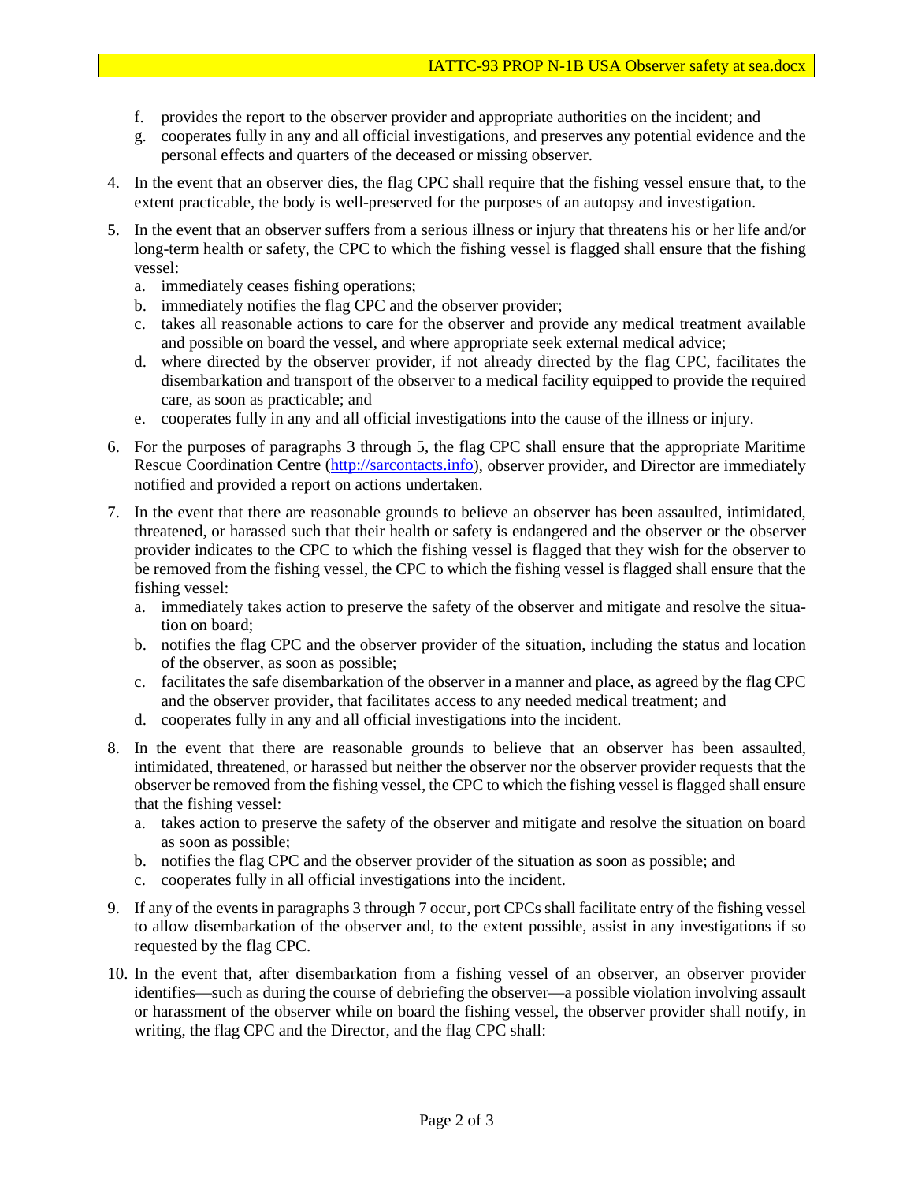f. provides the report to the observer provider and appropriate authorities on the incident; and
   g. cooperates fully in any and all official investigations, and preserves any potential evidence and the personal effects and quarters of the deceased or missing observer.

4. In the event that an observer dies, the flag CPC shall require that the fishing vessel ensure that, to the extent practicable, the body is well-preserved for the purposes of an autopsy and investigation.

5. In the event that an observer suffers from a serious illness or injury that threatens his or her life and/or long-term health or safety, the CPC to which the fishing vessel is flagged shall ensure that the fishing vessel:
   a. immediately ceases fishing operations;
   b. immediately notifies the flag CPC and the observer provider;
   c. takes all reasonable actions to care for the observer and provide any medical treatment available and possible on board the vessel, and where appropriate seek external medical advice;
   d. where directed by the observer provider, if not already directed by the flag CPC, facilitates the disembarkation and transport of the observer to a medical facility equipped to provide the required care, as soon as practicable; and
   e. cooperates fully in any and all official investigations into the cause of the illness or injury.

6. For the purposes of paragraphs 3 through 5, the flag CPC shall ensure that the appropriate Maritime Rescue Coordination Centre (http://sarcontacts.info), observer provider, and Director are immediately notified and provided a report on actions undertaken.

7. In the event that there are reasonable grounds to believe an observer has been assaulted, intimidated, threatened, or harassed such that their health or safety is endangered and the observer or the observer provider indicates to the CPC to which the fishing vessel is flagged that they wish for the observer to be removed from the fishing vessel, the CPC to which the fishing vessel is flagged shall ensure that the fishing vessel:
   a. immediately takes action to preserve the safety of the observer and mitigate and resolve the situation on board;
   b. notifies the flag CPC and the observer provider of the situation, including the status and location of the observer, as soon as possible;
   c. facilitates the safe disembarkation of the observer in a manner and place, as agreed by the flag CPC and the observer provider, that facilitates access to any needed medical treatment; and
   d. cooperates fully in any and all official investigations into the incident.

8. In the event that there are reasonable grounds to believe that an observer has been assaulted, intimidated, threatened, or harassed but neither the observer nor the observer provider requests that the observer be removed from the fishing vessel, the CPC to which the fishing vessel is flagged shall ensure that the fishing vessel:
   a. takes action to preserve the safety of the observer and mitigate and resolve the situation on board as soon as possible;
   b. notifies the flag CPC and the observer provider of the situation as soon as possible; and
   c. cooperates fully in all official investigations into the incident.

9. If any of the events in paragraphs 3 through 7 occur, port CPCs shall facilitate entry of the fishing vessel to allow disembarkation of the observer and, to the extent possible, assist in any investigations if so requested by the flag CPC.

10. In the event that, after disembarkation from a fishing vessel of an observer, an observer provider identifies—such as during the course of debriefing the observer—a possible violation involving assault or harassment of the observer while on board the fishing vessel, the observer provider shall notify, in writing, the flag CPC and the Director, and the flag CPC shall: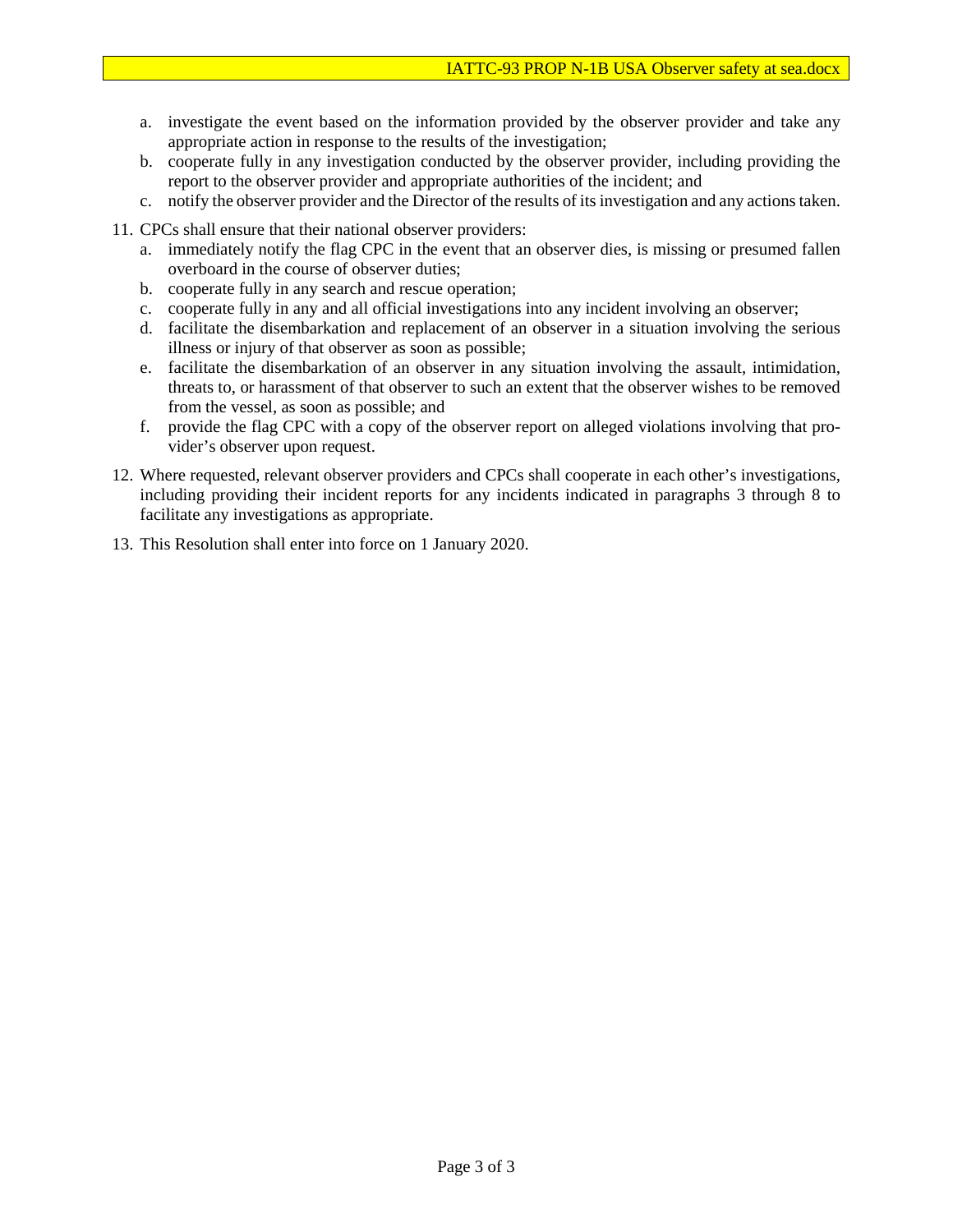a. investigate the event based on the information provided by the observer provider and take any appropriate action in response to the results of the investigation;
b. cooperate fully in any investigation conducted by the observer provider, including providing the report to the observer provider and appropriate authorities of the incident; and
c. notify the observer provider and the Director of the results of its investigation and any actions taken.

11. CPCs shall ensure that their national observer providers:
    a. immediately notify the flag CPC in the event that an observer dies, is missing or presumed fallen overboard in the course of observer duties;
    b. cooperate fully in any search and rescue operation;
    c. cooperate fully in any and all official investigations into any incident involving an observer;
    d. facilitate the disembarkation and replacement of an observer in a situation involving the serious illness or injury of that observer as soon as possible;
    e. facilitate the disembarkation of an observer in any situation involving the assault, intimidation, threats to, or harassment of that observer to such an extent that the observer wishes to be removed from the vessel, as soon as possible; and
    f. provide the flag CPC with a copy of the observer report on alleged violations involving that provider's observer upon request.

12. Where requested, relevant observer providers and CPCs shall cooperate in each other's investigations, including providing their incident reports for any incidents indicated in paragraphs 3 through 8 to facilitate any investigations as appropriate.

13. This Resolution shall enter into force on 1 January 2020.